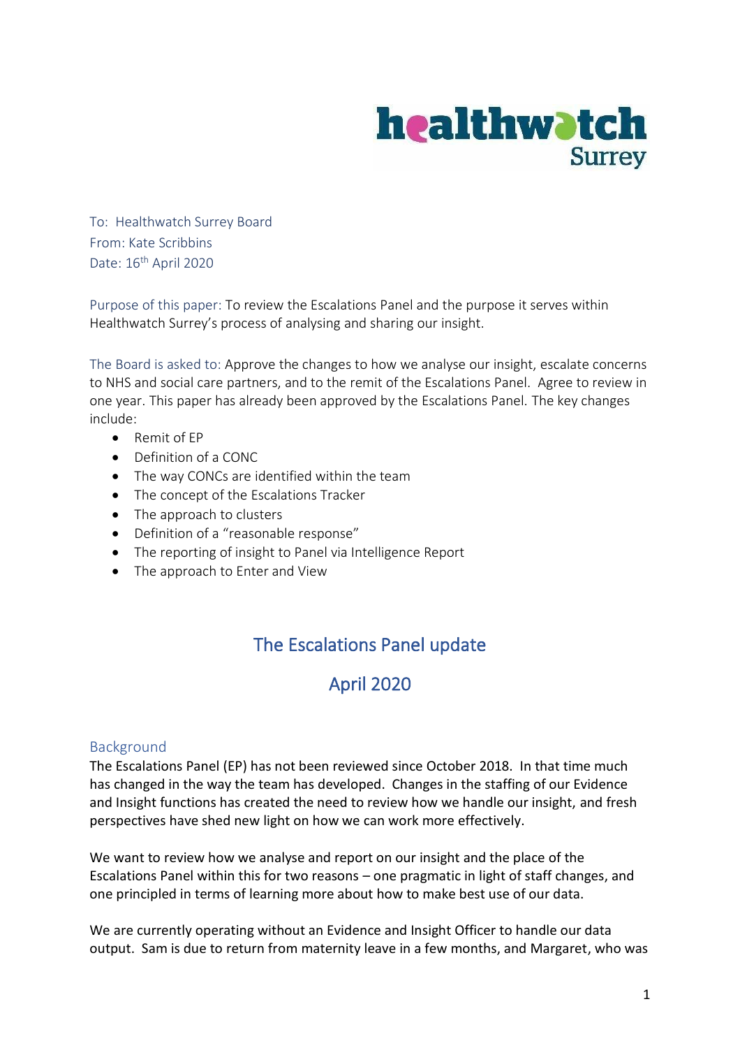To: Healthwatch Surrey Board
From: Kate Scribbins
Date: 16th April 2020

Purpose of this paper: To review the Escalations Panel and the purpose it serves within Healthwatch Surrey's process of analysing and sharing our insight.

The Board is asked to: Approve the changes to how we analyse our insight, escalate concerns to NHS and social care partners, and to the remit of the Escalations Panel. Agree to review in one year. This paper has already been approved by the Escalations Panel. The key changes include:

- Remit of EP
- Definition of a CONC
- The way CONCs are identified within the team
- The concept of the Escalations Tracker
- The approach to clusters
- Definition of a "reasonable response"
- The reporting of insight to Panel via Intelligence Report
- The approach to Enter and View

# The Escalations Panel update

# April 2020

## Background

The Escalations Panel (EP) has not been reviewed since October 2018. In that time much has changed in the way the team has developed. Changes in the staffing of our Evidence and Insight functions has created the need to review how we handle our insight, and fresh perspectives have shed new light on how we can work more effectively.

We want to review how we analyse and report on our insight and the place of the Escalations Panel within this for two reasons – one pragmatic in light of staff changes, and one principled in terms of learning more about how to make best use of our data.

We are currently operating without an Evidence and Insight Officer to handle our data output. Sam is due to return from maternity leave in a few months, and Margaret, who was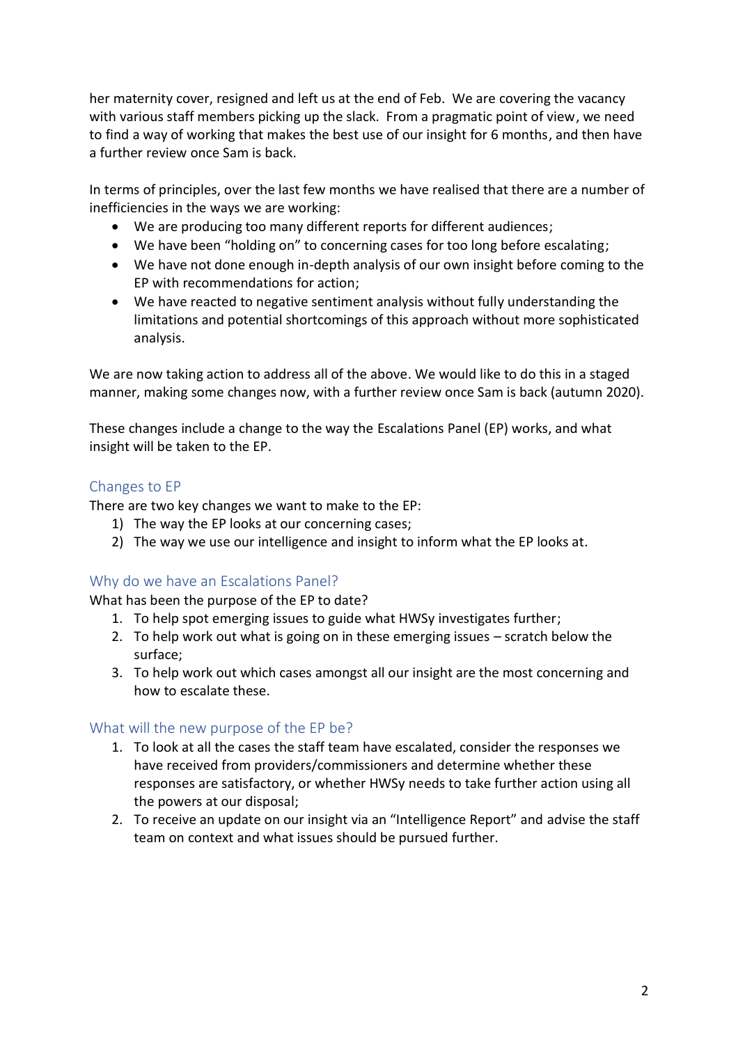her maternity cover, resigned and left us at the end of Feb. We are covering the vacancy with various staff members picking up the slack. From a pragmatic point of view, we need to find a way of working that makes the best use of our insight for 6 months, and then have a further review once Sam is back.

In terms of principles, over the last few months we have realised that there are a number of inefficiencies in the ways we are working:

- We are producing too many different reports for different audiences;
- We have been "holding on" to concerning cases for too long before escalating;
- We have not done enough in-depth analysis of our own insight before coming to the EP with recommendations for action;
- We have reacted to negative sentiment analysis without fully understanding the limitations and potential shortcomings of this approach without more sophisticated analysis.

We are now taking action to address all of the above. We would like to do this in a staged manner, making some changes now, with a further review once Sam is back (autumn 2020).

These changes include a change to the way the Escalations Panel (EP) works, and what insight will be taken to the EP.

## Changes to EP

There are two key changes we want to make to the EP:

1) The way the EP looks at our concerning cases;
2) The way we use our intelligence and insight to inform what the EP looks at.

## Why do we have an Escalations Panel?

What has been the purpose of the EP to date?

1. To help spot emerging issues to guide what HWSy investigates further;
2. To help work out what is going on in these emerging issues – scratch below the surface;
3. To help work out which cases amongst all our insight are the most concerning and how to escalate these.

## What will the new purpose of the EP be?

1. To look at all the cases the staff team have escalated, consider the responses we have received from providers/commissioners and determine whether these responses are satisfactory, or whether HWSy needs to take further action using all the powers at our disposal;
2. To receive an update on our insight via an "Intelligence Report" and advise the staff team on context and what issues should be pursued further.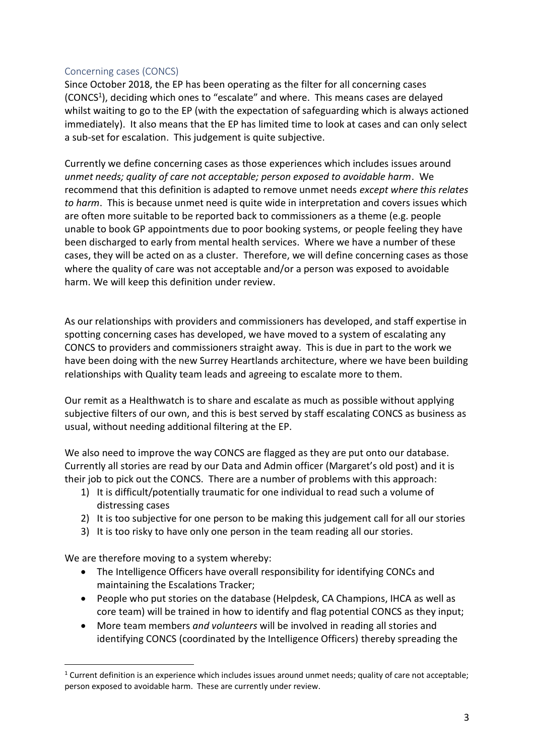## Concerning cases (CONCS)

Since October 2018, the EP has been operating as the filter for all concerning cases (CONCS[1]), deciding which ones to "escalate" and where. This means cases are delayed whilst waiting to go to the EP (with the expectation of safeguarding which is always actioned immediately). It also means that the EP has limited time to look at cases and can only select a sub-set for escalation. This judgement is quite subjective.

Currently we define concerning cases as those experiences which includes issues around *unmet needs; quality of care not acceptable; person exposed to avoidable harm*. We recommend that this definition is adapted to remove unmet needs *except where this relates to harm*. This is because unmet need is quite wide in interpretation and covers issues which are often more suitable to be reported back to commissioners as a theme (e.g. people unable to book GP appointments due to poor booking systems, or people feeling they have been discharged to early from mental health services. Where we have a number of these cases, they will be acted on as a cluster. Therefore, we will define concerning cases as those where the quality of care was not acceptable and/or a person was exposed to avoidable harm. We will keep this definition under review.

As our relationships with providers and commissioners has developed, and staff expertise in spotting concerning cases has developed, we have moved to a system of escalating any CONCS to providers and commissioners straight away. This is due in part to the work we have been doing with the new Surrey Heartlands architecture, where we have been building relationships with Quality team leads and agreeing to escalate more to them.

Our remit as a Healthwatch is to share and escalate as much as possible without applying subjective filters of our own, and this is best served by staff escalating CONCS as business as usual, without needing additional filtering at the EP.

We also need to improve the way CONCS are flagged as they are put onto our database. Currently all stories are read by our Data and Admin officer (Margaret's old post) and it is their job to pick out the CONCS. There are a number of problems with this approach:

1) It is difficult/potentially traumatic for one individual to read such a volume of distressing cases
2) It is too subjective for one person to be making this judgement call for all our stories
3) It is too risky to have only one person in the team reading all our stories.

We are therefore moving to a system whereby:

- The Intelligence Officers have overall responsibility for identifying CONCs and maintaining the Escalations Tracker;
- People who put stories on the database (Helpdesk, CA Champions, IHCA as well as core team) will be trained in how to identify and flag potential CONCS as they input;
- More team members *and volunteers* will be involved in reading all stories and identifying CONCS (coordinated by the Intelligence Officers) thereby spreading the

[1] Current definition is an experience which includes issues around unmet needs; quality of care not acceptable; person exposed to avoidable harm. These are currently under review.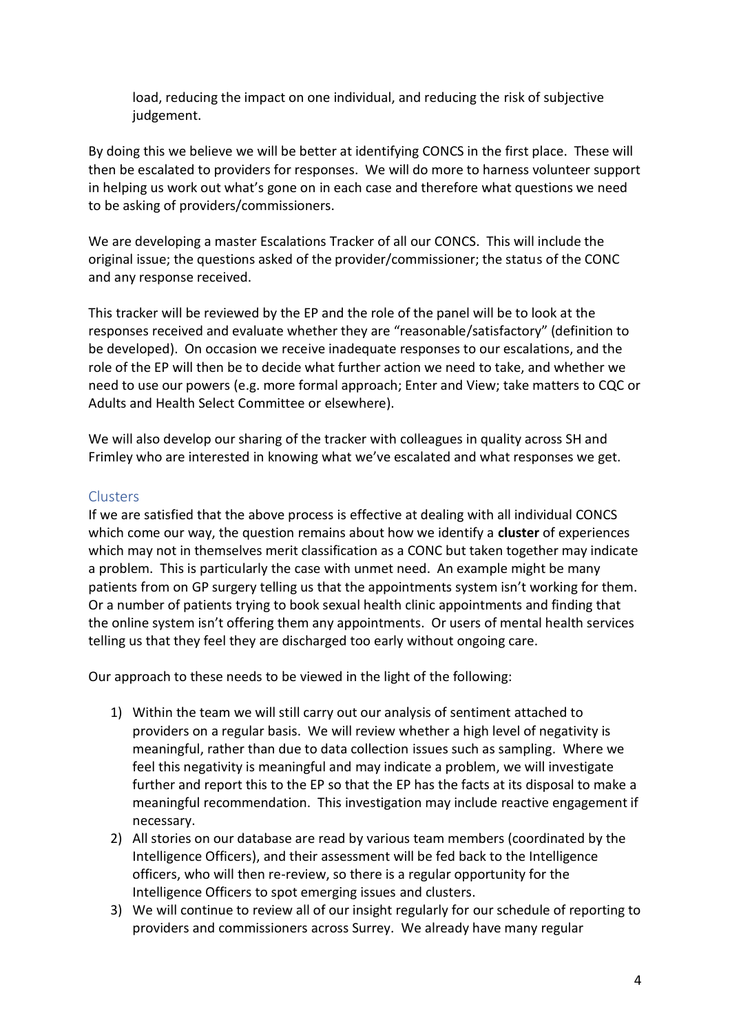load, reducing the impact on one individual, and reducing the risk of subjective judgement.

By doing this we believe we will be better at identifying CONCS in the first place. These will then be escalated to providers for responses. We will do more to harness volunteer support in helping us work out what's gone on in each case and therefore what questions we need to be asking of providers/commissioners.

We are developing a master Escalations Tracker of all our CONCS. This will include the original issue; the questions asked of the provider/commissioner; the status of the CONC and any response received.

This tracker will be reviewed by the EP and the role of the panel will be to look at the responses received and evaluate whether they are "reasonable/satisfactory" (definition to be developed). On occasion we receive inadequate responses to our escalations, and the role of the EP will then be to decide what further action we need to take, and whether we need to use our powers (e.g. more formal approach; Enter and View; take matters to CQC or Adults and Health Select Committee or elsewhere).

We will also develop our sharing of the tracker with colleagues in quality across SH and Frimley who are interested in knowing what we've escalated and what responses we get.

## Clusters

If we are satisfied that the above process is effective at dealing with all individual CONCS which come our way, the question remains about how we identify a **cluster** of experiences which may not in themselves merit classification as a CONC but taken together may indicate a problem. This is particularly the case with unmet need. An example might be many patients from on GP surgery telling us that the appointments system isn't working for them. Or a number of patients trying to book sexual health clinic appointments and finding that the online system isn't offering them any appointments. Or users of mental health services telling us that they feel they are discharged too early without ongoing care.

Our approach to these needs to be viewed in the light of the following:

1) Within the team we will still carry out our analysis of sentiment attached to providers on a regular basis. We will review whether a high level of negativity is meaningful, rather than due to data collection issues such as sampling. Where we feel this negativity is meaningful and may indicate a problem, we will investigate further and report this to the EP so that the EP has the facts at its disposal to make a meaningful recommendation. This investigation may include reactive engagement if necessary.
2) All stories on our database are read by various team members (coordinated by the Intelligence Officers), and their assessment will be fed back to the Intelligence officers, who will then re-review, so there is a regular opportunity for the Intelligence Officers to spot emerging issues and clusters.
3) We will continue to review all of our insight regularly for our schedule of reporting to providers and commissioners across Surrey. We already have many regular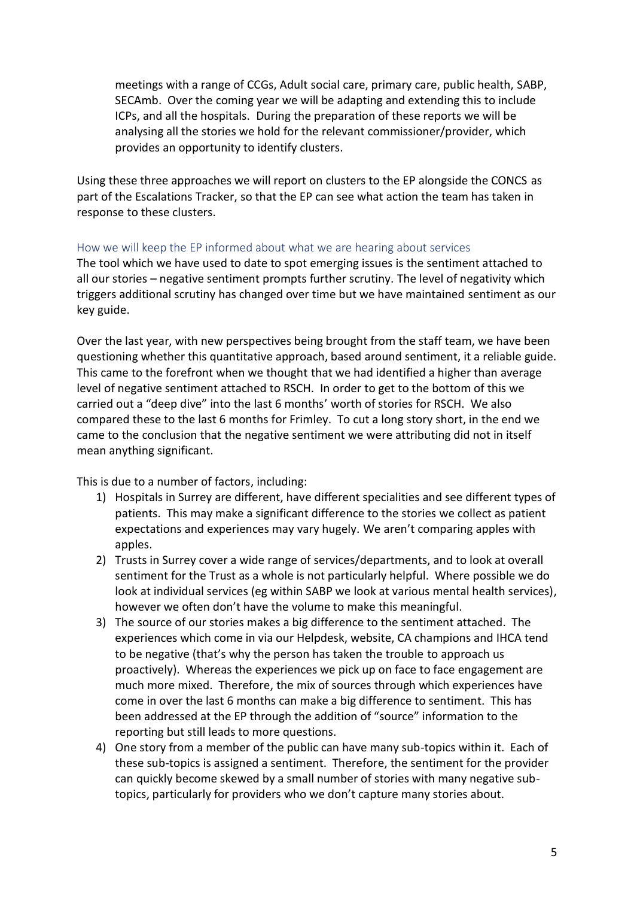meetings with a range of CCGs, Adult social care, primary care, public health, SABP, SECAmb. Over the coming year we will be adapting and extending this to include ICPs, and all the hospitals. During the preparation of these reports we will be analysing all the stories we hold for the relevant commissioner/provider, which provides an opportunity to identify clusters.

Using these three approaches we will report on clusters to the EP alongside the CONCS as part of the Escalations Tracker, so that the EP can see what action the team has taken in response to these clusters.

### How we will keep the EP informed about what we are hearing about services

The tool which we have used to date to spot emerging issues is the sentiment attached to all our stories – negative sentiment prompts further scrutiny. The level of negativity which triggers additional scrutiny has changed over time but we have maintained sentiment as our key guide.

Over the last year, with new perspectives being brought from the staff team, we have been questioning whether this quantitative approach, based around sentiment, it a reliable guide. This came to the forefront when we thought that we had identified a higher than average level of negative sentiment attached to RSCH. In order to get to the bottom of this we carried out a "deep dive" into the last 6 months' worth of stories for RSCH. We also compared these to the last 6 months for Frimley. To cut a long story short, in the end we came to the conclusion that the negative sentiment we were attributing did not in itself mean anything significant.

This is due to a number of factors, including:

1) Hospitals in Surrey are different, have different specialities and see different types of patients. This may make a significant difference to the stories we collect as patient expectations and experiences may vary hugely. We aren't comparing apples with apples.
2) Trusts in Surrey cover a wide range of services/departments, and to look at overall sentiment for the Trust as a whole is not particularly helpful. Where possible we do look at individual services (eg within SABP we look at various mental health services), however we often don't have the volume to make this meaningful.
3) The source of our stories makes a big difference to the sentiment attached. The experiences which come in via our Helpdesk, website, CA champions and IHCA tend to be negative (that's why the person has taken the trouble to approach us proactively). Whereas the experiences we pick up on face to face engagement are much more mixed. Therefore, the mix of sources through which experiences have come in over the last 6 months can make a big difference to sentiment. This has been addressed at the EP through the addition of "source" information to the reporting but still leads to more questions.
4) One story from a member of the public can have many sub-topics within it. Each of these sub-topics is assigned a sentiment. Therefore, the sentiment for the provider can quickly become skewed by a small number of stories with many negative sub-topics, particularly for providers who we don't capture many stories about.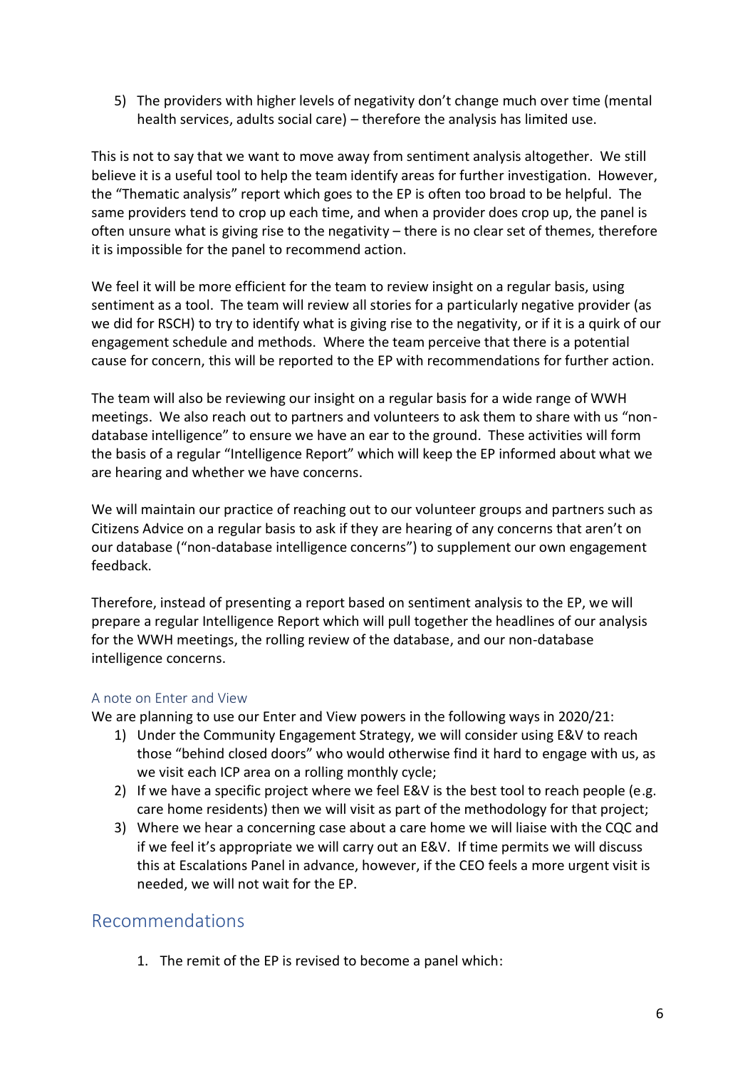5) The providers with higher levels of negativity don't change much over time (mental health services, adults social care) – therefore the analysis has limited use.

This is not to say that we want to move away from sentiment analysis altogether. We still believe it is a useful tool to help the team identify areas for further investigation. However, the "Thematic analysis" report which goes to the EP is often too broad to be helpful. The same providers tend to crop up each time, and when a provider does crop up, the panel is often unsure what is giving rise to the negativity – there is no clear set of themes, therefore it is impossible for the panel to recommend action.

We feel it will be more efficient for the team to review insight on a regular basis, using sentiment as a tool. The team will review all stories for a particularly negative provider (as we did for RSCH) to try to identify what is giving rise to the negativity, or if it is a quirk of our engagement schedule and methods. Where the team perceive that there is a potential cause for concern, this will be reported to the EP with recommendations for further action.

The team will also be reviewing our insight on a regular basis for a wide range of WWH meetings. We also reach out to partners and volunteers to ask them to share with us "non-database intelligence" to ensure we have an ear to the ground. These activities will form the basis of a regular "Intelligence Report" which will keep the EP informed about what we are hearing and whether we have concerns.

We will maintain our practice of reaching out to our volunteer groups and partners such as Citizens Advice on a regular basis to ask if they are hearing of any concerns that aren't on our database ("non-database intelligence concerns") to supplement our own engagement feedback.

Therefore, instead of presenting a report based on sentiment analysis to the EP, we will prepare a regular Intelligence Report which will pull together the headlines of our analysis for the WWH meetings, the rolling review of the database, and our non-database intelligence concerns.

### A note on Enter and View

We are planning to use our Enter and View powers in the following ways in 2020/21:

1) Under the Community Engagement Strategy, we will consider using E&V to reach those "behind closed doors" who would otherwise find it hard to engage with us, as we visit each ICP area on a rolling monthly cycle;
2) If we have a specific project where we feel E&V is the best tool to reach people (e.g. care home residents) then we will visit as part of the methodology for that project;
3) Where we hear a concerning case about a care home we will liaise with the CQC and if we feel it's appropriate we will carry out an E&V. If time permits we will discuss this at Escalations Panel in advance, however, if the CEO feels a more urgent visit is needed, we will not wait for the EP.

## Recommendations

1. The remit of the EP is revised to become a panel which: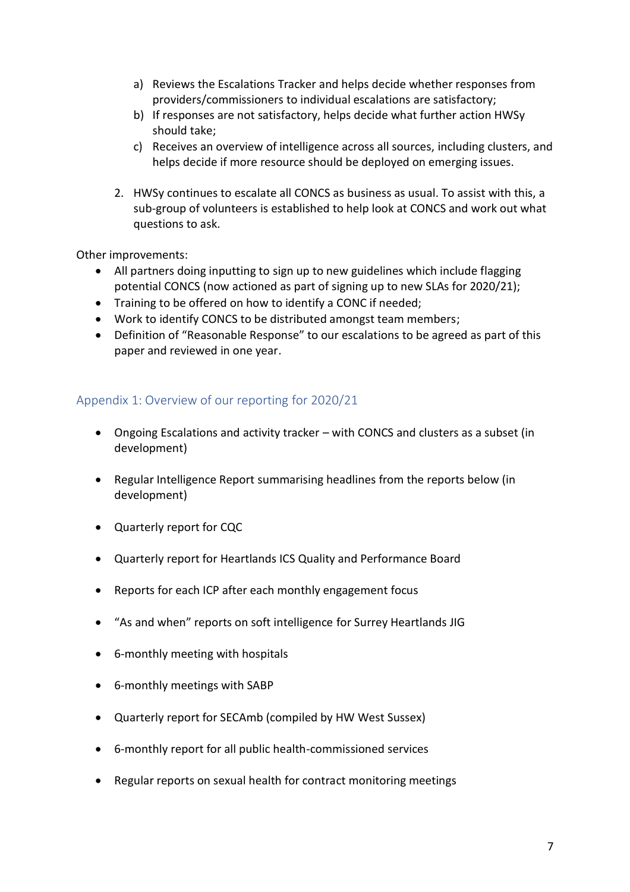a) Reviews the Escalations Tracker and helps decide whether responses from providers/commissioners to individual escalations are satisfactory;
b) If responses are not satisfactory, helps decide what further action HWSy should take;
c) Receives an overview of intelligence across all sources, including clusters, and helps decide if more resource should be deployed on emerging issues.

2. HWSy continues to escalate all CONCS as business as usual. To assist with this, a sub-group of volunteers is established to help look at CONCS and work out what questions to ask.

Other improvements:

- All partners doing inputting to sign up to new guidelines which include flagging potential CONCS (now actioned as part of signing up to new SLAs for 2020/21);
- Training to be offered on how to identify a CONC if needed;
- Work to identify CONCS to be distributed amongst team members;
- Definition of "Reasonable Response" to our escalations to be agreed as part of this paper and reviewed in one year.

## Appendix 1: Overview of our reporting for 2020/21

- Ongoing Escalations and activity tracker – with CONCS and clusters as a subset (in development)
- Regular Intelligence Report summarising headlines from the reports below (in development)
- Quarterly report for CQC
- Quarterly report for Heartlands ICS Quality and Performance Board
- Reports for each ICP after each monthly engagement focus
- "As and when" reports on soft intelligence for Surrey Heartlands JIG
- 6-monthly meeting with hospitals
- 6-monthly meetings with SABP
- Quarterly report for SECAmb (compiled by HW West Sussex)
- 6-monthly report for all public health-commissioned services
- Regular reports on sexual health for contract monitoring meetings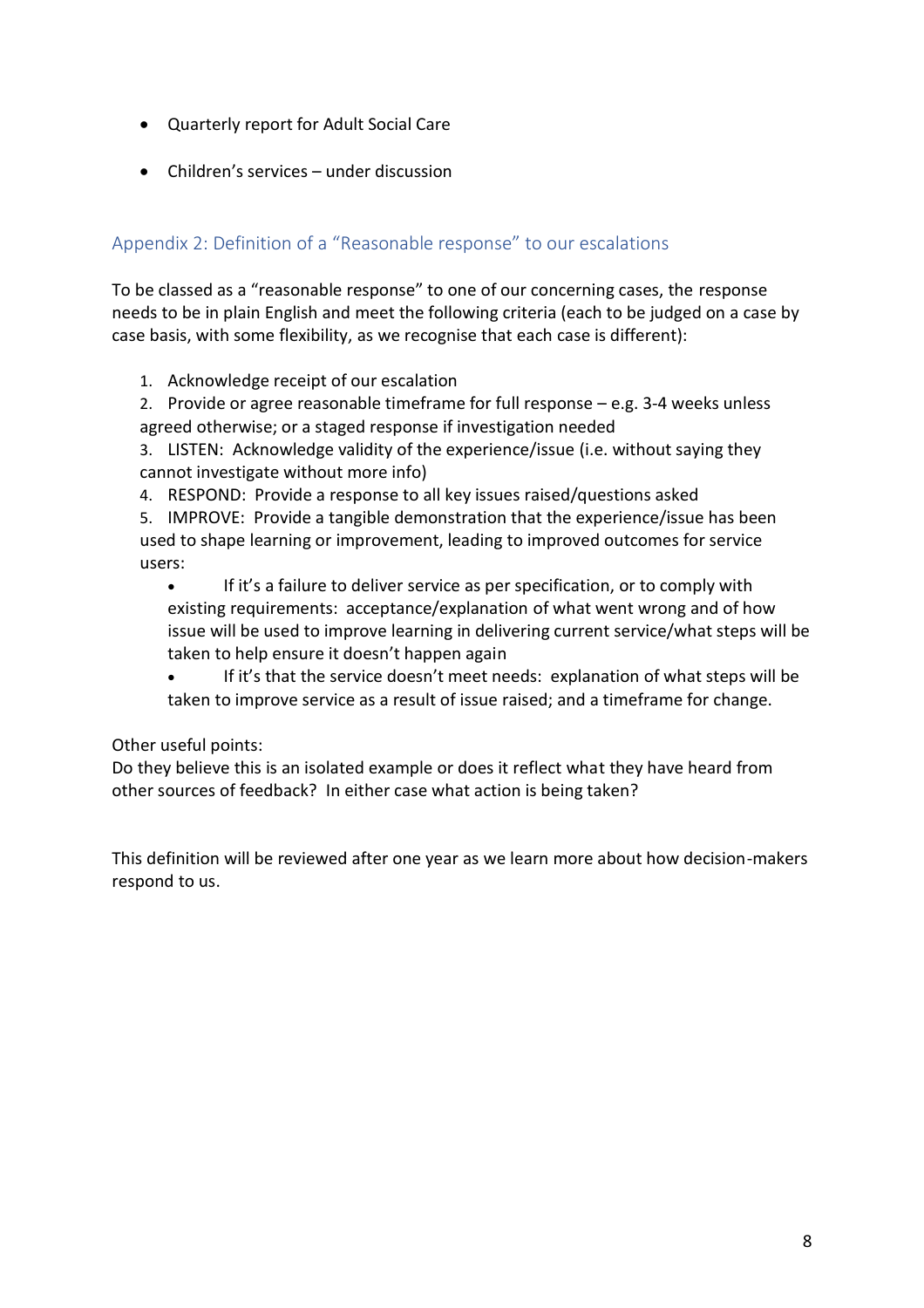- Quarterly report for Adult Social Care
- Children's services – under discussion

## Appendix 2: Definition of a "Reasonable response" to our escalations

To be classed as a "reasonable response" to one of our concerning cases, the response needs to be in plain English and meet the following criteria (each to be judged on a case by case basis, with some flexibility, as we recognise that each case is different):

1. Acknowledge receipt of our escalation
2. Provide or agree reasonable timeframe for full response – e.g. 3-4 weeks unless agreed otherwise; or a staged response if investigation needed
3. LISTEN: Acknowledge validity of the experience/issue (i.e. without saying they cannot investigate without more info)
4. RESPOND: Provide a response to all key issues raised/questions asked
5. IMPROVE: Provide a tangible demonstration that the experience/issue has been used to shape learning or improvement, leading to improved outcomes for service users:
   - If it's a failure to deliver service as per specification, or to comply with existing requirements: acceptance/explanation of what went wrong and of how issue will be used to improve learning in delivering current service/what steps will be taken to help ensure it doesn't happen again
   - If it's that the service doesn't meet needs: explanation of what steps will be taken to improve service as a result of issue raised; and a timeframe for change.

Other useful points:
Do they believe this is an isolated example or does it reflect what they have heard from other sources of feedback? In either case what action is being taken?

This definition will be reviewed after one year as we learn more about how decision-makers respond to us.